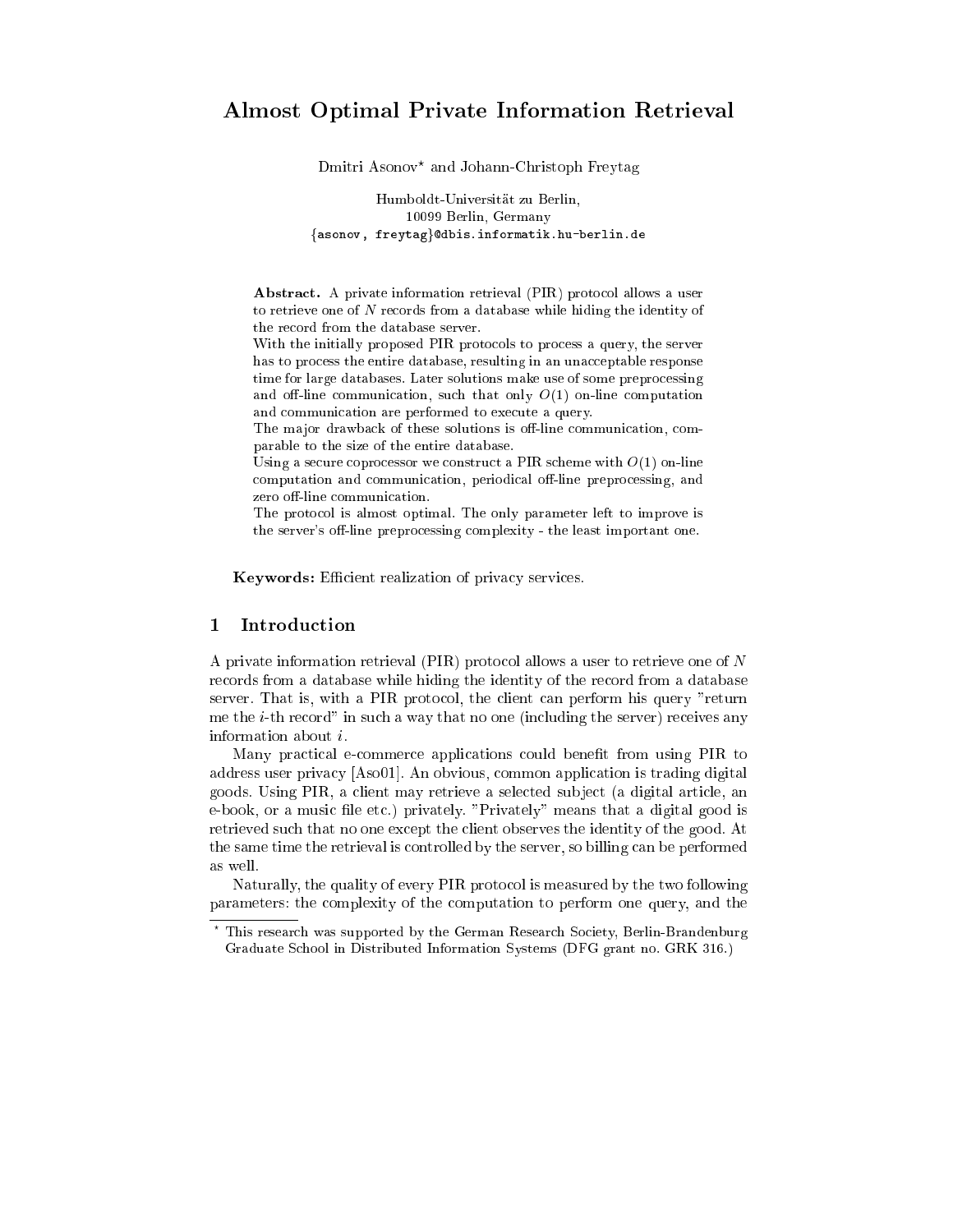# Almost Optimal Private Information Retrieval

Dmitri Asonov* and Johann-Christoph Freytag

Humboldt-Universität zu Berlin,
10099 Berlin, Germany
{asonov, freytag}@dbis.informatik.hu-berlin.de

**Abstract.** A private information retrieval (PIR) protocol allows a user to retrieve one of $N$ records from a database while hiding the identity of the record from the database server.
With the initially proposed PIR protocols to process a query, the server has to process the entire database, resulting in an unacceptable response time for large databases. Later solutions make use of some preprocessing and off-line communication, such that only $O(1)$ on-line computation and communication are performed to execute a query.
The major drawback of these solutions is off-line communication, comparable to the size of the entire database.
Using a secure coprocessor we construct a PIR scheme with $O(1)$ on-line computation and communication, periodical off-line preprocessing, and zero off-line communication.
The protocol is almost optimal. The only parameter left to improve is the server's off-line preprocessing complexity - the least important one.

**Keywords:** Efficient realization of privacy services.

## 1 Introduction

A private information retrieval (PIR) protocol allows a user to retrieve one of $N$ records from a database while hiding the identity of the record from a database server. That is, with a PIR protocol, the client can perform his query "return me the $i$-th record" in such a way that no one (including the server) receives any information about $i$.

Many practical e-commerce applications could benefit from using PIR to address user privacy [Aso01]. An obvious, common application is trading digital goods. Using PIR, a client may retrieve a selected subject (a digital article, an e-book, or a music file etc.) privately. "Privately" means that a digital good is retrieved such that no one except the client observes the identity of the good. At the same time the retrieval is controlled by the server, so billing can be performed as well.

Naturally, the quality of every PIR protocol is measured by the two following parameters: the complexity of the computation to perform one query, and the

---

* This research was supported by the German Research Society, Berlin-Brandenburg Graduate School in Distributed Information Systems (DFG grant no. GRK 316.)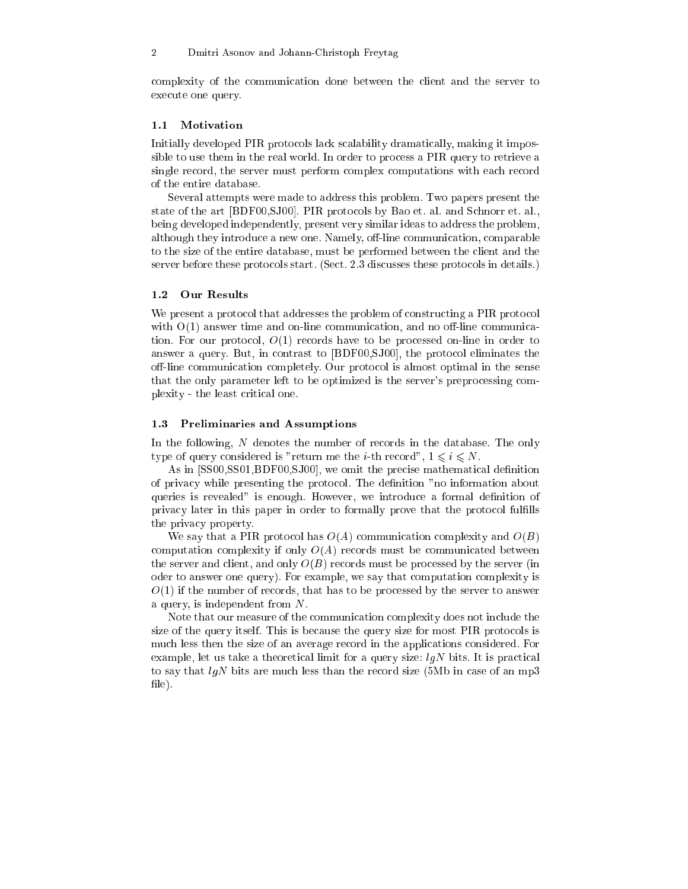complexity of the communication done between the client and the server to execute one query.

### 1.1 Motivation

Initially developed PIR protocols lack scalability dramatically, making it impossible to use them in the real world. In order to process a PIR query to retrieve a single record, the server must perform complex computations with each record of the entire database.

Several attempts were made to address this problem. Two papers present the state of the art [BDF00,SJ00]. PIR protocols by Bao et. al. and Schnorr et. al., being developed independently, present very similar ideas to address the problem, although they introduce a new one. Namely, off-line communication, comparable to the size of the entire database, must be performed between the client and the server before these protocols start. (Sect. 2.3 discusses these protocols in details.)

### 1.2 Our Results

We present a protocol that addresses the problem of constructing a PIR protocol with O(1) answer time and on-line communication, and no off-line communication. For our protocol, $O(1)$ records have to be processed on-line in order to answer a query. But, in contrast to [BDF00,SJ00], the protocol eliminates the off-line communication completely. Our protocol is almost optimal in the sense that the only parameter left to be optimized is the server's preprocessing complexity - the least critical one.

### 1.3 Preliminaries and Assumptions

In the following, $N$ denotes the number of records in the database. The only type of query considered is "return me the $i$-th record", $1 \leqslant i \leqslant N$.

As in [SS00,SS01,BDF00,SJ00], we omit the precise mathematical definition of privacy while presenting the protocol. The definition "no information about queries is revealed" is enough. However, we introduce a formal definition of privacy later in this paper in order to formally prove that the protocol fulfills the privacy property.

We say that a PIR protocol has $O(A)$ communication complexity and $O(B)$ computation complexity if only $O(A)$ records must be communicated between the server and client, and only $O(B)$ records must be processed by the server (in oder to answer one query). For example, we say that computation complexity is $O(1)$ if the number of records, that has to be processed by the server to answer a query, is independent from $N$.

Note that our measure of the communication complexity does not include the size of the query itself. This is because the query size for most PIR protocols is much less then the size of an average record in the applications considered. For example, let us take a theoretical limit for a query size: $lgN$ bits. It is practical to say that $lgN$ bits are much less than the record size (5Mb in case of an mp3 file).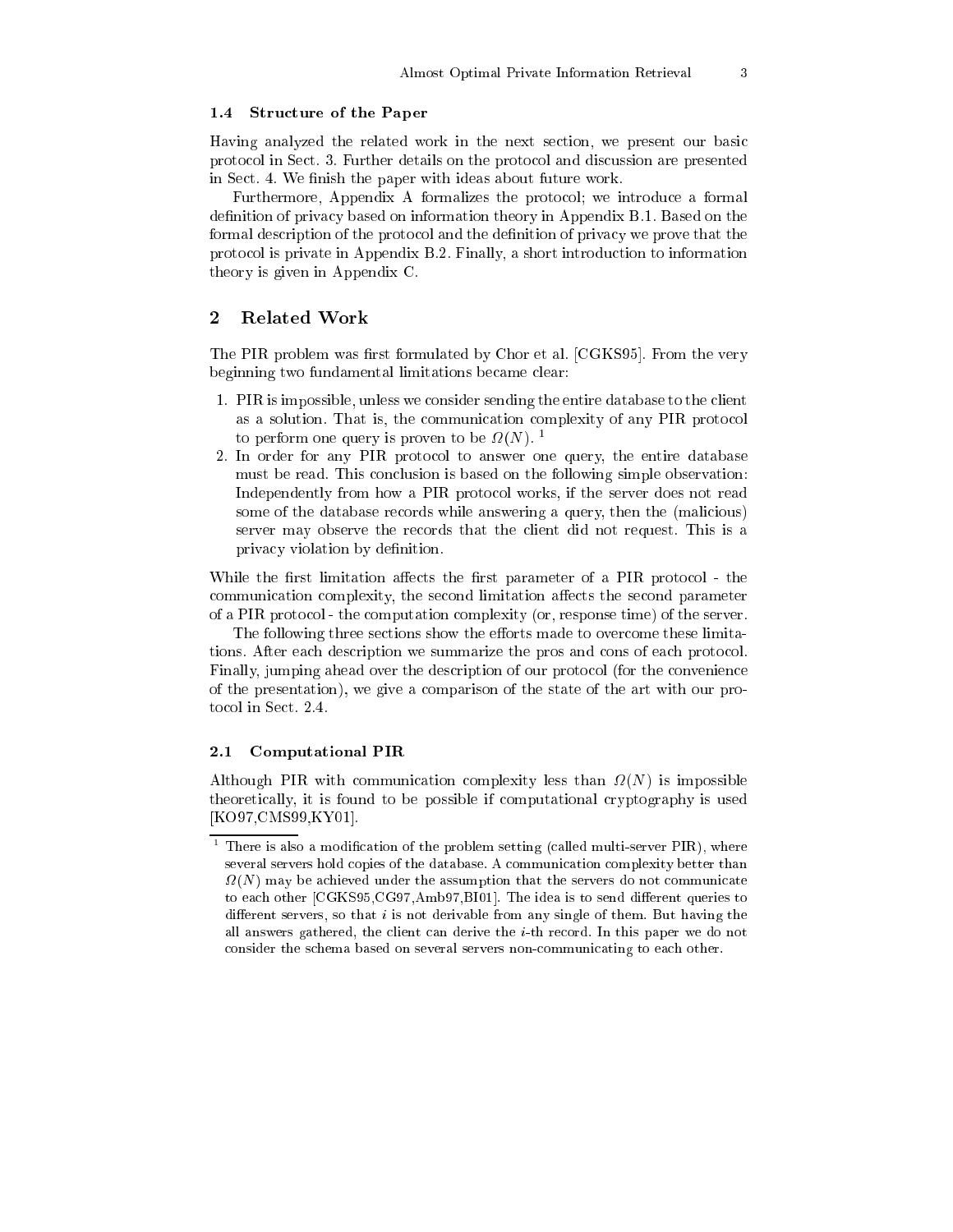### 1.4 Structure of the Paper

Having analyzed the related work in the next section, we present our basic protocol in Sect. 3. Further details on the protocol and discussion are presented in Sect. 4. We finish the paper with ideas about future work.

Furthermore, Appendix A formalizes the protocol; we introduce a formal definition of privacy based on information theory in Appendix B.1. Based on the formal description of the protocol and the definition of privacy we prove that the protocol is private in Appendix B.2. Finally, a short introduction to information theory is given in Appendix C.

## 2 Related Work

The PIR problem was first formulated by Chor et al. [CGKS95]. From the very beginning two fundamental limitations became clear:

1. PIR is impossible, unless we consider sending the entire database to the client as a solution. That is, the communication complexity of any PIR protocol to perform one query is proven to be $\Omega(N)$. [1]
2. In order for any PIR protocol to answer one query, the entire database must be read. This conclusion is based on the following simple observation: Independently from how a PIR protocol works, if the server does not read some of the database records while answering a query, then the (malicious) server may observe the records that the client did not request. This is a privacy violation by definition.

While the first limitation affects the first parameter of a PIR protocol - the communication complexity, the second limitation affects the second parameter of a PIR protocol - the computation complexity (or, response time) of the server.

The following three sections show the efforts made to overcome these limitations. After each description we summarize the pros and cons of each protocol. Finally, jumping ahead over the description of our protocol (for the convenience of the presentation), we give a comparison of the state of the art with our protocol in Sect. 2.4.

### 2.1 Computational PIR

Although PIR with communication complexity less than $\Omega(N)$ is impossible theoretically, it is found to be possible if computational cryptography is used [KO97,CMS99,KY01].

[1] There is also a modification of the problem setting (called multi-server PIR), where several servers hold copies of the database. A communication complexity better than $\Omega(N)$ may be achieved under the assumption that the servers do not communicate to each other [CGKS95,CG97,Amb97,BI01]. The idea is to send different queries to different servers, so that $i$ is not derivable from any single of them. But having the all answers gathered, the client can derive the $i$-th record. In this paper we do not consider the schema based on several servers non-communicating to each other.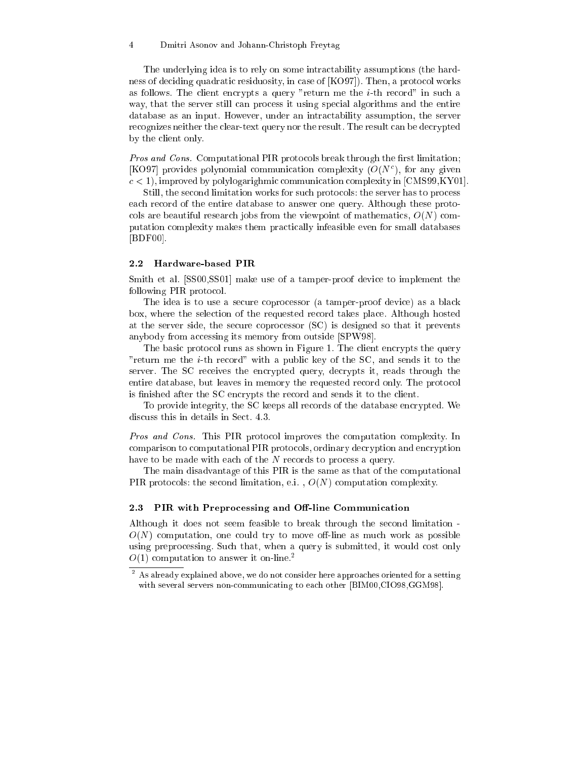The underlying idea is to rely on some intractability assumptions (the hardness of deciding quadratic residuosity, in case of [KO97]). Then, a protocol works as follows. The client encrypts a query "return me the $i$-th record" in such a way, that the server still can process it using special algorithms and the entire database as an input. However, under an intractability assumption, the server recognizes neither the clear-text query nor the result. The result can be decrypted by the client only.

*Pros and Cons.* Computational PIR protocols break through the first limitation; [KO97] provides polynomial communication complexity ($O(N^c)$, for any given $c < 1$), improved by polylogarighmic communication complexity in [CMS99,KY01].

Still, the second limitation works for such protocols: the server has to process each record of the entire database to answer one query. Although these protocols are beautiful research jobs from the viewpoint of mathematics, $O(N)$ computation complexity makes them practically infeasible even for small databases [BDF00].

### 2.2 Hardware-based PIR

Smith et al. [SS00,SS01] make use of a tamper-proof device to implement the following PIR protocol.

The idea is to use a secure coprocessor (a tamper-proof device) as a black box, where the selection of the requested record takes place. Although hosted at the server side, the secure coprocessor (SC) is designed so that it prevents anybody from accessing its memory from outside [SPW98].

The basic protocol runs as shown in Figure 1. The client encrypts the query "return me the $i$-th record" with a public key of the SC, and sends it to the server. The SC receives the encrypted query, decrypts it, reads through the entire database, but leaves in memory the requested record only. The protocol is finished after the SC encrypts the record and sends it to the client.

To provide integrity, the SC keeps all records of the database encrypted. We discuss this in details in Sect. 4.3.

*Pros and Cons.* This PIR protocol improves the computation complexity. In comparison to computational PIR protocols, ordinary decryption and encryption have to be made with each of the $N$ records to process a query.

The main disadvantage of this PIR is the same as that of the computational PIR protocols: the second limitation, e.i. , $O(N)$ computation complexity.

### 2.3 PIR with Preprocessing and Off-line Communication

Although it does not seem feasible to break through the second limitation - $O(N)$ computation, one could try to move off-line as much work as possible using preprocessing. Such that, when a query is submitted, it would cost only $O(1)$ computation to answer it on-line.[2]

[2] As already explained above, we do not consider here approaches oriented for a setting with several servers non-communicating to each other [BIM00,CIO98,GGM98].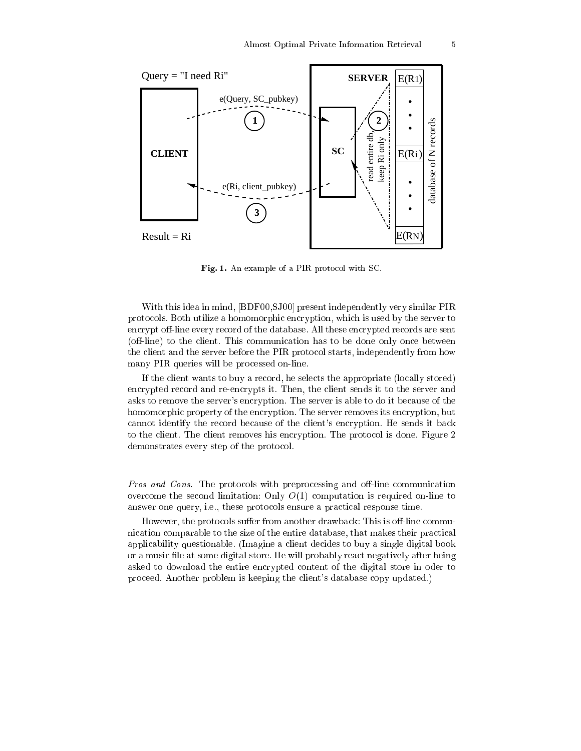Fig. 1. An example of a PIR protocol with SC.

With this idea in mind, [BDF00,SJ00] present independently very similar PIR protocols. Both utilize a homomorphic encryption, which is used by the server to encrypt off-line every record of the database. All these encrypted records are sent (off-line) to the client. This communication has to be done only once between the client and the server before the PIR protocol starts, independently from how many PIR queries will be processed on-line.

If the client wants to buy a record, he selects the appropriate (locally stored) encrypted record and re-encrypts it. Then, the client sends it to the server and asks to remove the server's encryption. The server is able to do it because of the homomorphic property of the encryption. The server removes its encryption, but cannot identify the record because of the client's encryption. He sends it back to the client. The client removes his encryption. The protocol is done. Figure 2 demonstrates every step of the protocol.

*Pros and Cons.* The protocols with preprocessing and off-line communication overcome the second limitation: Only $O(1)$ computation is required on-line to answer one query, i.e., these protocols ensure a practical response time.

However, the protocols suffer from another drawback: This is off-line communication comparable to the size of the entire database, that makes their practical applicability questionable. (Imagine a client decides to buy a single digital book or a music file at some digital store. He will probably react negatively after being asked to download the entire encrypted content of the digital store in oder to proceed. Another problem is keeping the client's database copy updated.)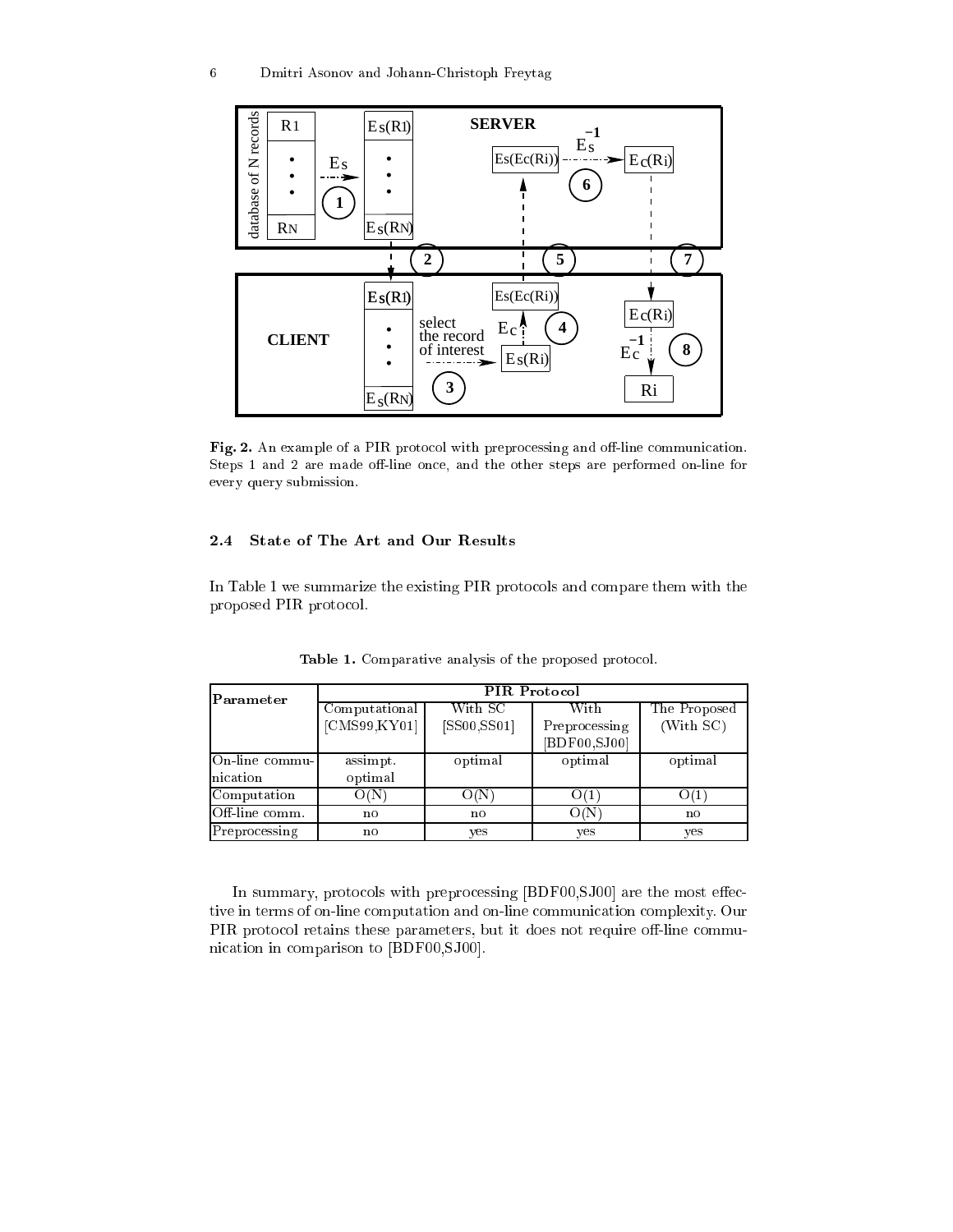**Fig. 2.** An example of a PIR protocol with preprocessing and off-line communication. Steps 1 and 2 are made off-line once, and the other steps are performed on-line for every query submission.

### 2.4 State of The Art and Our Results

In Table 1 we summarize the existing PIR protocols and compare them with the proposed PIR protocol.

**Table 1.** Comparative analysis of the proposed protocol.

| Parameter | PIR Protocol | | | |
|---|---|---|---|---|
| | Computational [CMS99,KY01] | With SC [SS00,SS01] | With Preprocessing [BDF00,SJ00] | The Proposed (With SC) |
| On-line communication | assimpt. optimal | optimal | optimal | optimal |
| Computation | O(N) | O(N) | O(1) | O(1) |
| Off-line comm. | no | no | O(N) | no |
| Preprocessing | no | yes | yes | yes |

In summary, protocols with preprocessing [BDF00,SJ00] are the most effective in terms of on-line computation and on-line communication complexity. Our PIR protocol retains these parameters, but it does not require off-line communication in comparison to [BDF00,SJ00].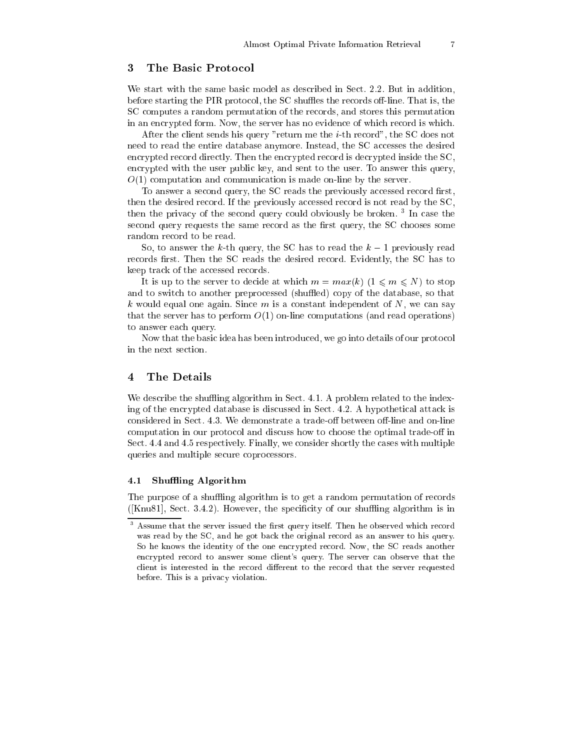## 3 The Basic Protocol

We start with the same basic model as described in Sect. 2.2. But in addition, before starting the PIR protocol, the SC shuffles the records off-line. That is, the SC computes a random permutation of the records, and stores this permutation in an encrypted form. Now, the server has no evidence of which record is which.

After the client sends his query "return me the $i$-th record", the SC does not need to read the entire database anymore. Instead, the SC accesses the desired encrypted record directly. Then the encrypted record is decrypted inside the SC, encrypted with the user public key, and sent to the user. To answer this query, $O(1)$ computation and communication is made on-line by the server.

To answer a second query, the SC reads the previously accessed record first, then the desired record. If the previously accessed record is not read by the SC, then the privacy of the second query could obviously be broken. [3] In case the second query requests the same record as the first query, the SC chooses some random record to be read.

So, to answer the $k$-th query, the SC has to read the $k-1$ previously read records first. Then the SC reads the desired record. Evidently, the SC has to keep track of the accessed records.

It is up to the server to decide at which $m = max(k)$ $(1 \leqslant m \leqslant N)$ to stop and to switch to another preprocessed (shuffled) copy of the database, so that $k$ would equal one again. Since $m$ is a constant independent of $N$, we can say that the server has to perform $O(1)$ on-line computations (and read operations) to answer each query.

Now that the basic idea has been introduced, we go into details of our protocol in the next section.

## 4 The Details

We describe the shuffling algorithm in Sect. 4.1. A problem related to the indexing of the encrypted database is discussed in Sect. 4.2. A hypothetical attack is considered in Sect. 4.3. We demonstrate a trade-off between off-line and on-line computation in our protocol and discuss how to choose the optimal trade-off in Sect. 4.4 and 4.5 respectively. Finally, we consider shortly the cases with multiple queries and multiple secure coprocessors.

### 4.1 Shuffling Algorithm

The purpose of a shuffling algorithm is to get a random permutation of records ([Knu81], Sect. 3.4.2). However, the specificity of our shuffling algorithm is in

[3] Assume that the server issued the first query itself. Then he observed which record was read by the SC, and he got back the original record as an answer to his query. So he knows the identity of the one encrypted record. Now, the SC reads another encrypted record to answer some client's query. The server can observe that the client is interested in the record different to the record that the server requested before. This is a privacy violation.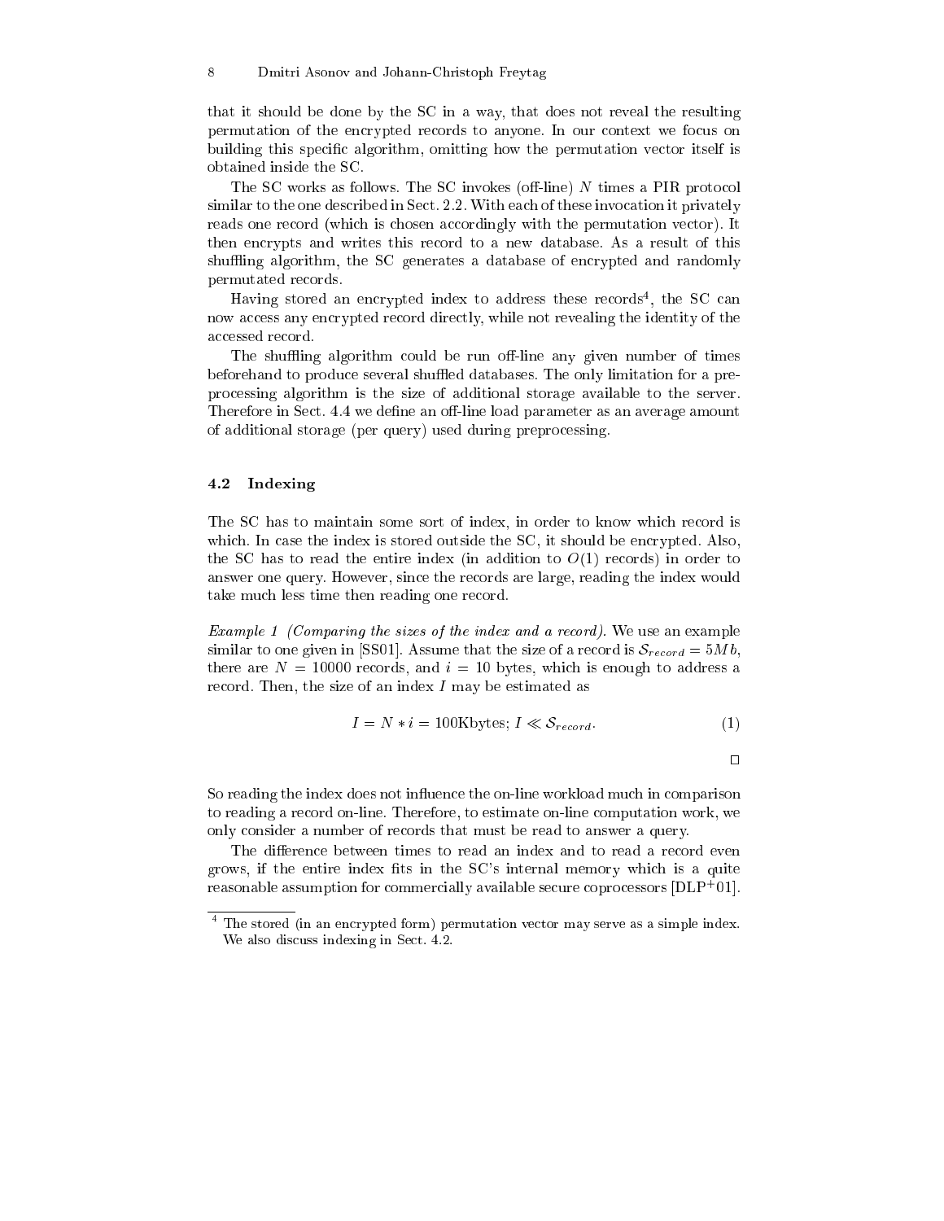that it should be done by the SC in a way, that does not reveal the resulting permutation of the encrypted records to anyone. In our context we focus on building this specific algorithm, omitting how the permutation vector itself is obtained inside the SC.

The SC works as follows. The SC invokes (off-line) $N$ times a PIR protocol similar to the one described in Sect. 2.2. With each of these invocation it privately reads one record (which is chosen accordingly with the permutation vector). It then encrypts and writes this record to a new database. As a result of this shuffling algorithm, the SC generates a database of encrypted and randomly permutated records.

Having stored an encrypted index to address these records[4], the SC can now access any encrypted record directly, while not revealing the identity of the accessed record.

The shuffling algorithm could be run off-line any given number of times beforehand to produce several shuffled databases. The only limitation for a pre-processing algorithm is the size of additional storage available to the server. Therefore in Sect. 4.4 we define an off-line load parameter as an average amount of additional storage (per query) used during preprocessing.

### 4.2 Indexing

The SC has to maintain some sort of index, in order to know which record is which. In case the index is stored outside the SC, it should be encrypted. Also, the SC has to read the entire index (in addition to $O(1)$ records) in order to answer one query. However, since the records are large, reading the index would take much less time then reading one record.

*Example 1 (Comparing the sizes of the index and a record).* We use an example similar to one given in [SS01]. Assume that the size of a record is $\mathcal{S}_{record} = 5Mb$, there are $N = 10000$ records, and $i = 10$ bytes, which is enough to address a record. Then, the size of an index $I$ may be estimated as

$$I = N * i = 100\text{Kbytes};\ I \ll \mathcal{S}_{record}. \tag{1}$$

□

So reading the index does not influence the on-line workload much in comparison to reading a record on-line. Therefore, to estimate on-line computation work, we only consider a number of records that must be read to answer a query.

The difference between times to read an index and to read a record even grows, if the entire index fits in the SC's internal memory which is a quite reasonable assumption for commercially available secure coprocessors [DLP+01].

---

[4] The stored (in an encrypted form) permutation vector may serve as a simple index. We also discuss indexing in Sect. 4.2.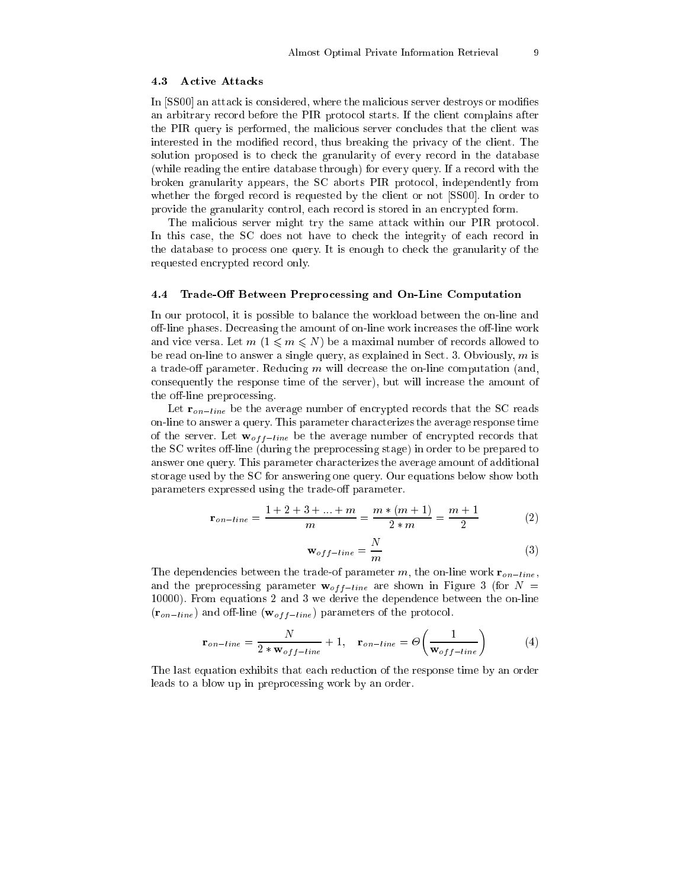### 4.3 Active Attacks

In [SS00] an attack is considered, where the malicious server destroys or modifies an arbitrary record before the PIR protocol starts. If the client complains after the PIR query is performed, the malicious server concludes that the client was interested in the modified record, thus breaking the privacy of the client. The solution proposed is to check the granularity of every record in the database (while reading the entire database through) for every query. If a record with the broken granularity appears, the SC aborts PIR protocol, independently from whether the forged record is requested by the client or not [SS00]. In order to provide the granularity control, each record is stored in an encrypted form.

The malicious server might try the same attack within our PIR protocol. In this case, the SC does not have to check the integrity of each record in the database to process one query. It is enough to check the granularity of the requested encrypted record only.

### 4.4 Trade-Off Between Preprocessing and On-Line Computation

In our protocol, it is possible to balance the workload between the on-line and off-line phases. Decreasing the amount of on-line work increases the off-line work and vice versa. Let $m$ ($1 \leqslant m \leqslant N$) be a maximal number of records allowed to be read on-line to answer a single query, as explained in Sect. 3. Obviously, $m$ is a trade-off parameter. Reducing $m$ will decrease the on-line computation (and, consequently the response time of the server), but will increase the amount of the off-line preprocessing.

Let $\mathbf{r}_{on-line}$ be the average number of encrypted records that the SC reads on-line to answer a query. This parameter characterizes the average response time of the server. Let $\mathbf{w}_{off-line}$ be the average number of encrypted records that the SC writes off-line (during the preprocessing stage) in order to be prepared to answer one query. This parameter characterizes the average amount of additional storage used by the SC for answering one query. Our equations below show both parameters expressed using the trade-off parameter.

$$\mathbf{r}_{on-line} = \frac{1+2+3+\ldots+m}{m} = \frac{m*(m+1)}{2*m} = \frac{m+1}{2} \tag{2}$$

$$\mathbf{w}_{off-line} = \frac{N}{m} \tag{3}$$

The dependencies between the trade-of parameter $m$, the on-line work $\mathbf{r}_{on-line}$, and the preprocessing parameter $\mathbf{w}_{off-line}$ are shown in Figure 3 (for $N = 10000$). From equations 2 and 3 we derive the dependence between the on-line ($\mathbf{r}_{on-line}$) and off-line ($\mathbf{w}_{off-line}$) parameters of the protocol.

$$\mathbf{r}_{on-line} = \frac{N}{2*\mathbf{w}_{off-line}} + 1, \quad \mathbf{r}_{on-line} = \Theta\left(\frac{1}{\mathbf{w}_{off-line}}\right) \tag{4}$$

The last equation exhibits that each reduction of the response time by an order leads to a blow up in preprocessing work by an order.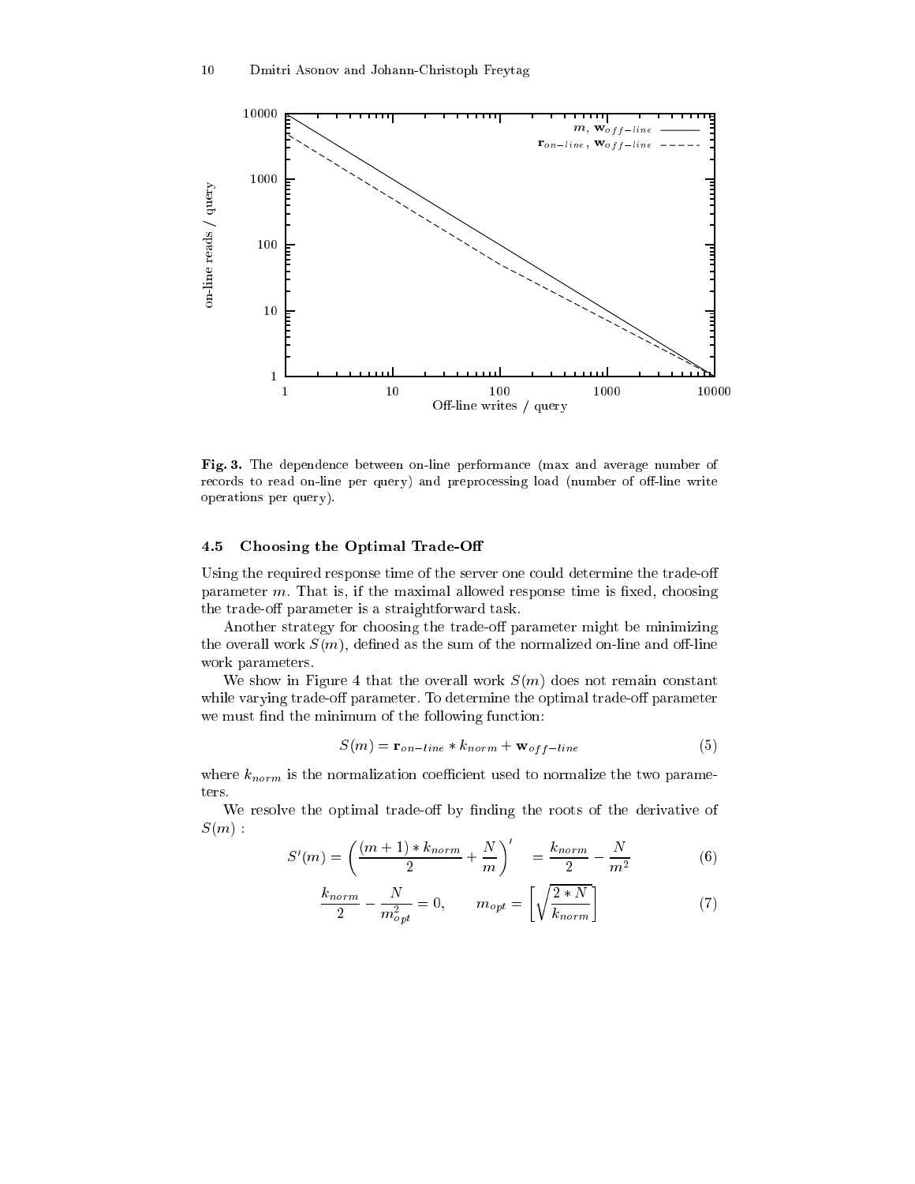**Fig. 3.** The dependence between on-line performance (max and average number of records to read on-line per query) and preprocessing load (number of off-line write operations per query).

### 4.5 Choosing the Optimal Trade-Off

Using the required response time of the server one could determine the trade-off parameter $m$. That is, if the maximal allowed response time is fixed, choosing the trade-off parameter is a straightforward task.

Another strategy for choosing the trade-off parameter might be minimizing the overall work $S(m)$, defined as the sum of the normalized on-line and off-line work parameters.

We show in Figure 4 that the overall work $S(m)$ does not remain constant while varying trade-off parameter. To determine the optimal trade-off parameter we must find the minimum of the following function:

$$S(m) = \mathbf{r}_{on-line} * k_{norm} + \mathbf{w}_{off-line} \tag{5}$$

where $k_{norm}$ is the normalization coefficient used to normalize the two parameters.

We resolve the optimal trade-off by finding the roots of the derivative of $S(m)$ :

$$S'(m) = \left( \frac{(m+1) * k_{norm}}{2} + \frac{N}{m} \right)' = \frac{k_{norm}}{2} - \frac{N}{m^2} \tag{6}$$

$$\frac{k_{norm}}{2} - \frac{N}{m_{opt}^2} = 0, \qquad m_{opt} = \left\lceil \sqrt{\frac{2 * N}{k_{norm}}} \right\rceil \tag{7}$$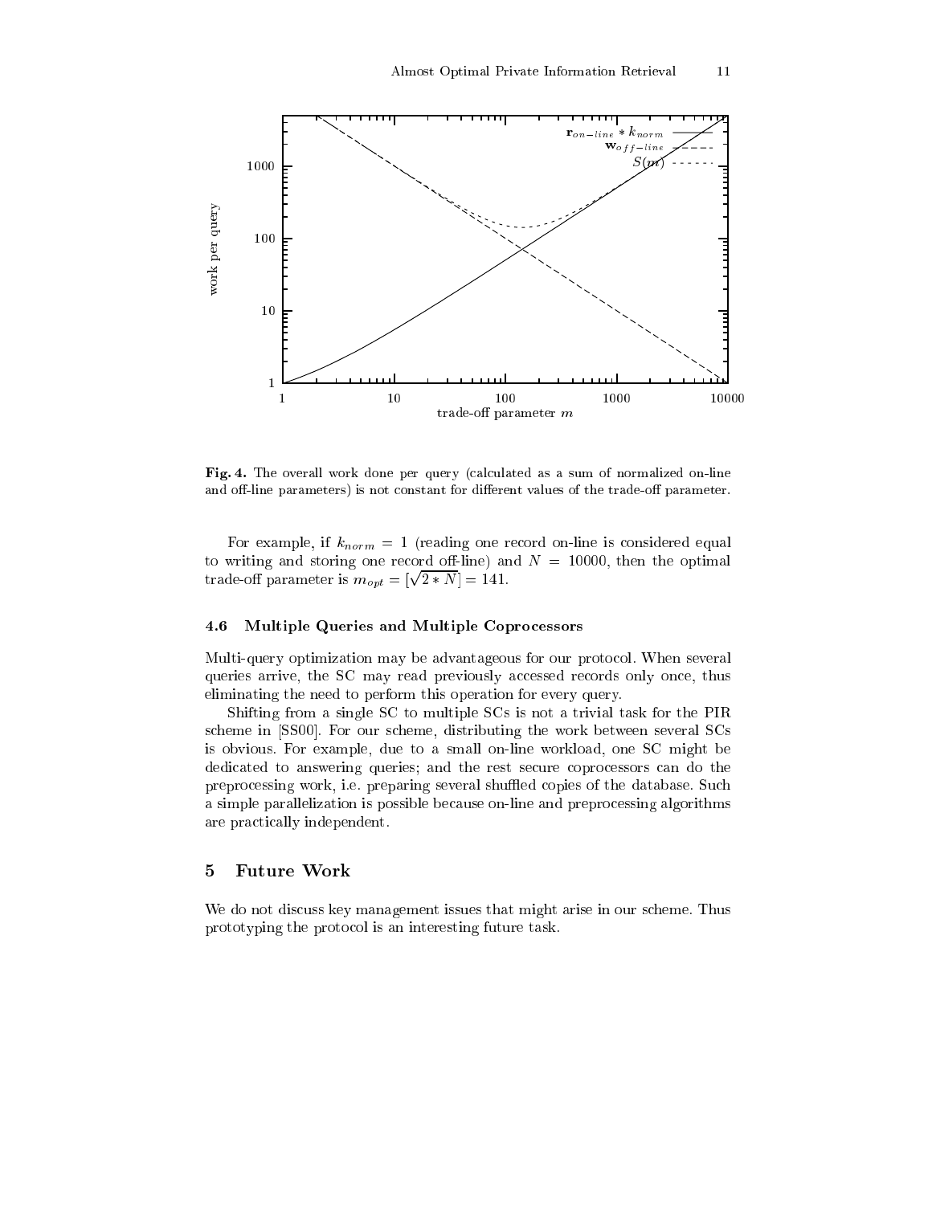**Fig. 4.** The overall work done per query (calculated as a sum of normalized on-line and off-line parameters) is not constant for different values of the trade-off parameter.

For example, if $k_{norm} = 1$ (reading one record on-line is considered equal to writing and storing one record off-line) and $N = 10000$, then the optimal trade-off parameter is $m_{opt} = [\sqrt{2 * N}] = 141$.

### 4.6 Multiple Queries and Multiple Coprocessors

Multi-query optimization may be advantageous for our protocol. When several queries arrive, the SC may read previously accessed records only once, thus eliminating the need to perform this operation for every query.

Shifting from a single SC to multiple SCs is not a trivial task for the PIR scheme in [SS00]. For our scheme, distributing the work between several SCs is obvious. For example, due to a small on-line workload, one SC might be dedicated to answering queries; and the rest secure coprocessors can do the preprocessing work, i.e. preparing several shuffled copies of the database. Such a simple parallelization is possible because on-line and preprocessing algorithms are practically independent.

## 5 Future Work

We do not discuss key management issues that might arise in our scheme. Thus prototyping the protocol is an interesting future task.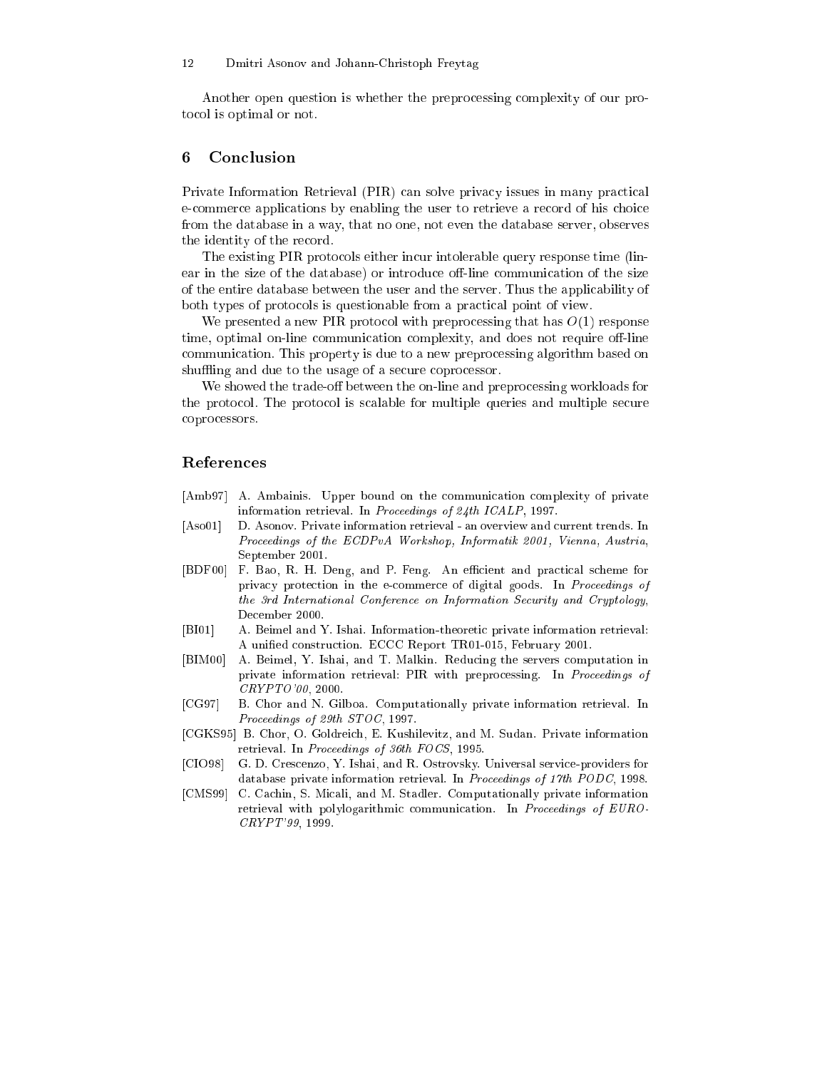Another open question is whether the preprocessing complexity of our protocol is optimal or not.

## 6 Conclusion

Private Information Retrieval (PIR) can solve privacy issues in many practical e-commerce applications by enabling the user to retrieve a record of his choice from the database in a way, that no one, not even the database server, observes the identity of the record.

The existing PIR protocols either incur intolerable query response time (linear in the size of the database) or introduce off-line communication of the size of the entire database between the user and the server. Thus the applicability of both types of protocols is questionable from a practical point of view.

We presented a new PIR protocol with preprocessing that has $O(1)$ response time, optimal on-line communication complexity, and does not require off-line communication. This property is due to a new preprocessing algorithm based on shuffling and due to the usage of a secure coprocessor.

We showed the trade-off between the on-line and preprocessing workloads for the protocol. The protocol is scalable for multiple queries and multiple secure coprocessors.

## References

- [Amb97] A. Ambainis. Upper bound on the communication complexity of private information retrieval. In *Proceedings of 24th ICALP*, 1997.
- [Aso01] D. Asonov. Private information retrieval - an overview and current trends. In *Proceedings of the ECDPvA Workshop, Informatik 2001, Vienna, Austria*, September 2001.
- [BDF00] F. Bao, R. H. Deng, and P. Feng. An efficient and practical scheme for privacy protection in the e-commerce of digital goods. In *Proceedings of the 3rd International Conference on Information Security and Cryptology*, December 2000.
- [BI01] A. Beimel and Y. Ishai. Information-theoretic private information retrieval: A unified construction. ECCC Report TR01-015, February 2001.
- [BIM00] A. Beimel, Y. Ishai, and T. Malkin. Reducing the servers computation in private information retrieval: PIR with preprocessing. In *Proceedings of CRYPTO'00*, 2000.
- [CG97] B. Chor and N. Gilboa. Computationally private information retrieval. In *Proceedings of 29th STOC*, 1997.
- [CGKS95] B. Chor, O. Goldreich, E. Kushilevitz, and M. Sudan. Private information retrieval. In *Proceedings of 36th FOCS*, 1995.
- [CIO98] G. D. Crescenzo, Y. Ishai, and R. Ostrovsky. Universal service-providers for database private information retrieval. In *Proceedings of 17th PODC*, 1998.
- [CMS99] C. Cachin, S. Micali, and M. Stadler. Computationally private information retrieval with polylogarithmic communication. In *Proceedings of EUROCRYPT'99*, 1999.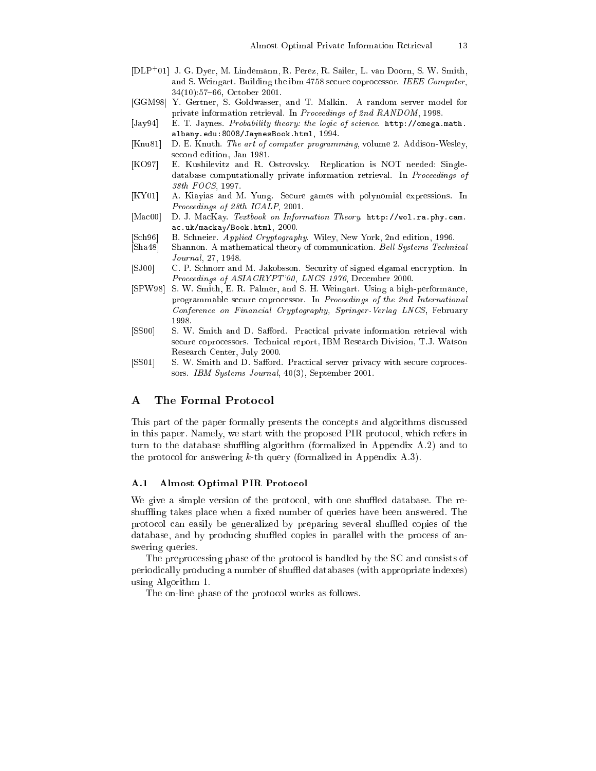[DLP+01] J. G. Dyer, M. Lindemann, R. Perez, R. Sailer, L. van Doorn, S. W. Smith, and S. Weingart. Building the ibm 4758 secure coprocessor. *IEEE Computer*, 34(10):57–66, October 2001.

[GGM98] Y. Gertner, S. Goldwasser, and T. Malkin. A random server model for private information retrieval. In *Proceedings of 2nd RANDOM*, 1998.

[Jay94] E. T. Jaynes. *Probability theory: the logic of science*. `http://omega.math.albany.edu:8008/JaynesBook.html`, 1994.

[Knu81] D. E. Knuth. *The art of computer programming*, volume 2. Addison-Wesley, second edition, Jan 1981.

[KO97] E. Kushilevitz and R. Ostrovsky. Replication is NOT needed: Single-database computationally private information retrieval. In *Proceedings of 38th FOCS*, 1997.

[KY01] A. Kiayias and M. Yung. Secure games with polynomial expressions. In *Proceedings of 28th ICALP*, 2001.

[Mac00] D. J. MacKay. *Textbook on Information Theory*. `http://wol.ra.phy.cam.ac.uk/mackay/Book.html`, 2000.

[Sch96] B. Schneier. *Applied Cryptography*. Wiley, New York, 2nd edition, 1996.

[Sha48] Shannon. A mathematical theory of communication. *Bell Systems Technical Journal*, 27, 1948.

[SJ00] C. P. Schnorr and M. Jakobsson. Security of signed elgamal encryption. In *Proceedings of ASIACRYPT'00, LNCS 1976*, December 2000.

[SPW98] S. W. Smith, E. R. Palmer, and S. H. Weingart. Using a high-performance, programmable secure coprocessor. In *Proceedings of the 2nd International Conference on Financial Cryptography, Springer-Verlag LNCS*, February 1998.

[SS00] S. W. Smith and D. Safford. Practical private information retrieval with secure coprocessors. Technical report, IBM Research Division, T.J. Watson Research Center, July 2000.

[SS01] S. W. Smith and D. Safford. Practical server privacy with secure coprocessors. *IBM Systems Journal*, 40(3), September 2001.

# A The Formal Protocol

This part of the paper formally presents the concepts and algorithms discussed in this paper. Namely, we start with the proposed PIR protocol, which refers in turn to the database shuffling algorithm (formalized in Appendix A.2) and to the protocol for answering $k$-th query (formalized in Appendix A.3).

## A.1 Almost Optimal PIR Protocol

We give a simple version of the protocol, with one shuffled database. The reshuffling takes place when a fixed number of queries have been answered. The protocol can easily be generalized by preparing several shuffled copies of the database, and by producing shuffled copies in parallel with the process of answering queries.

The preprocessing phase of the protocol is handled by the SC and consists of periodically producing a number of shuffled databases (with appropriate indexes) using Algorithm 1.

The on-line phase of the protocol works as follows.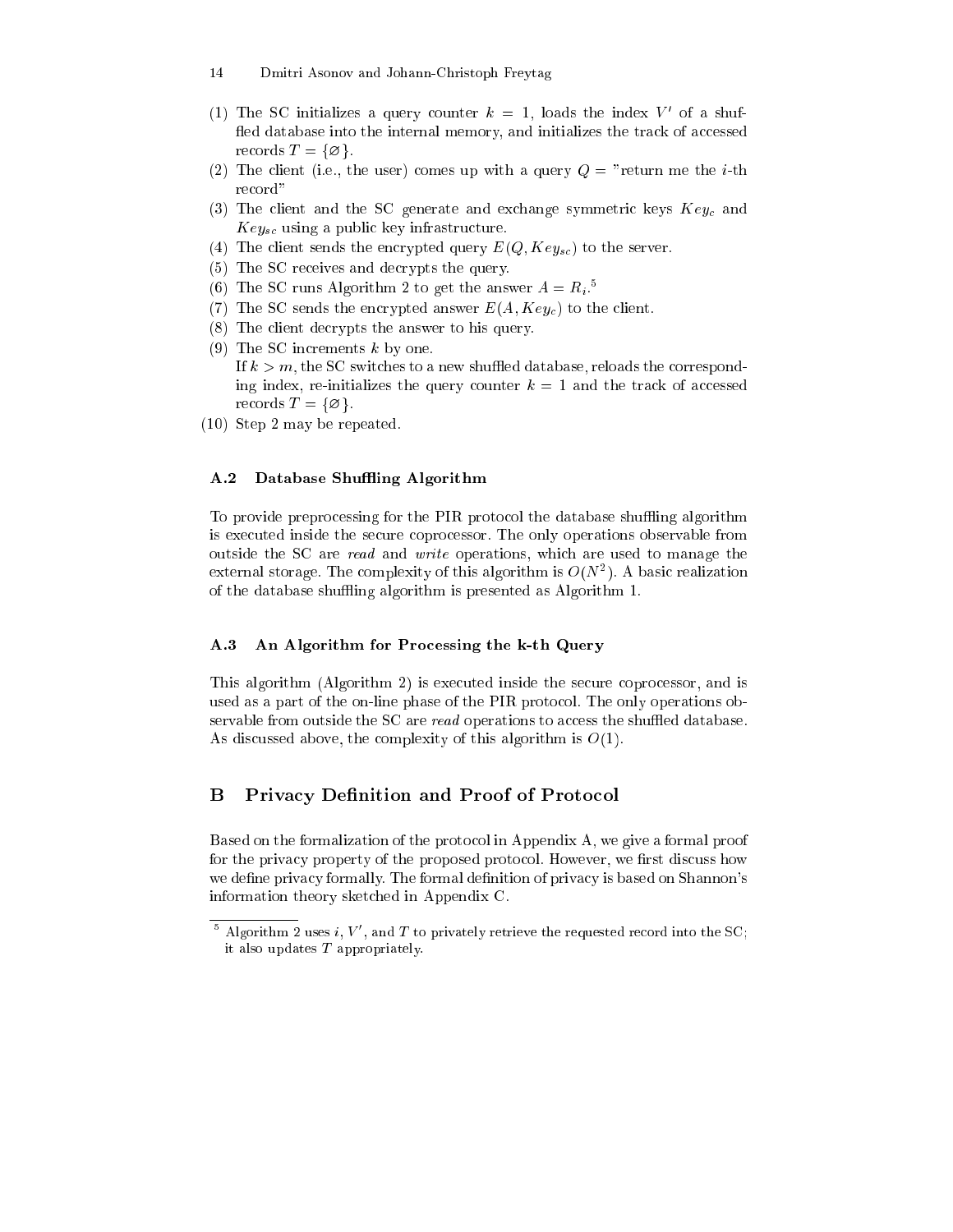(1) The SC initializes a query counter $k = 1$, loads the index $V'$ of a shuffled database into the internal memory, and initializes the track of accessed records $T = \{\varnothing\}$.
(2) The client (i.e., the user) comes up with a query $Q$ = "return me the $i$-th record"
(3) The client and the SC generate and exchange symmetric keys $Key_c$ and $Key_{sc}$ using a public key infrastructure.
(4) The client sends the encrypted query $E(Q, Key_{sc})$ to the server.
(5) The SC receives and decrypts the query.
(6) The SC runs Algorithm 2 to get the answer $A = R_i$.[5]
(7) The SC sends the encrypted answer $E(A, Key_c)$ to the client.
(8) The client decrypts the answer to his query.
(9) The SC increments $k$ by one.
If $k > m$, the SC switches to a new shuffled database, reloads the corresponding index, re-initializes the query counter $k = 1$ and the track of accessed records $T = \{\varnothing\}$.
(10) Step 2 may be repeated.

### A.2 Database Shuffling Algorithm

To provide preprocessing for the PIR protocol the database shuffling algorithm is executed inside the secure coprocessor. The only operations observable from outside the SC are *read* and *write* operations, which are used to manage the external storage. The complexity of this algorithm is $O(N^2)$. A basic realization of the database shuffling algorithm is presented as Algorithm 1.

### A.3 An Algorithm for Processing the k-th Query

This algorithm (Algorithm 2) is executed inside the secure coprocessor, and is used as a part of the on-line phase of the PIR protocol. The only operations observable from outside the SC are *read* operations to access the shuffled database. As discussed above, the complexity of this algorithm is $O(1)$.

## B Privacy Definition and Proof of Protocol

Based on the formalization of the protocol in Appendix A, we give a formal proof for the privacy property of the proposed protocol. However, we first discuss how we define privacy formally. The formal definition of privacy is based on Shannon's information theory sketched in Appendix C.

[5] Algorithm 2 uses $i$, $V'$, and $T$ to privately retrieve the requested record into the SC; it also updates $T$ appropriately.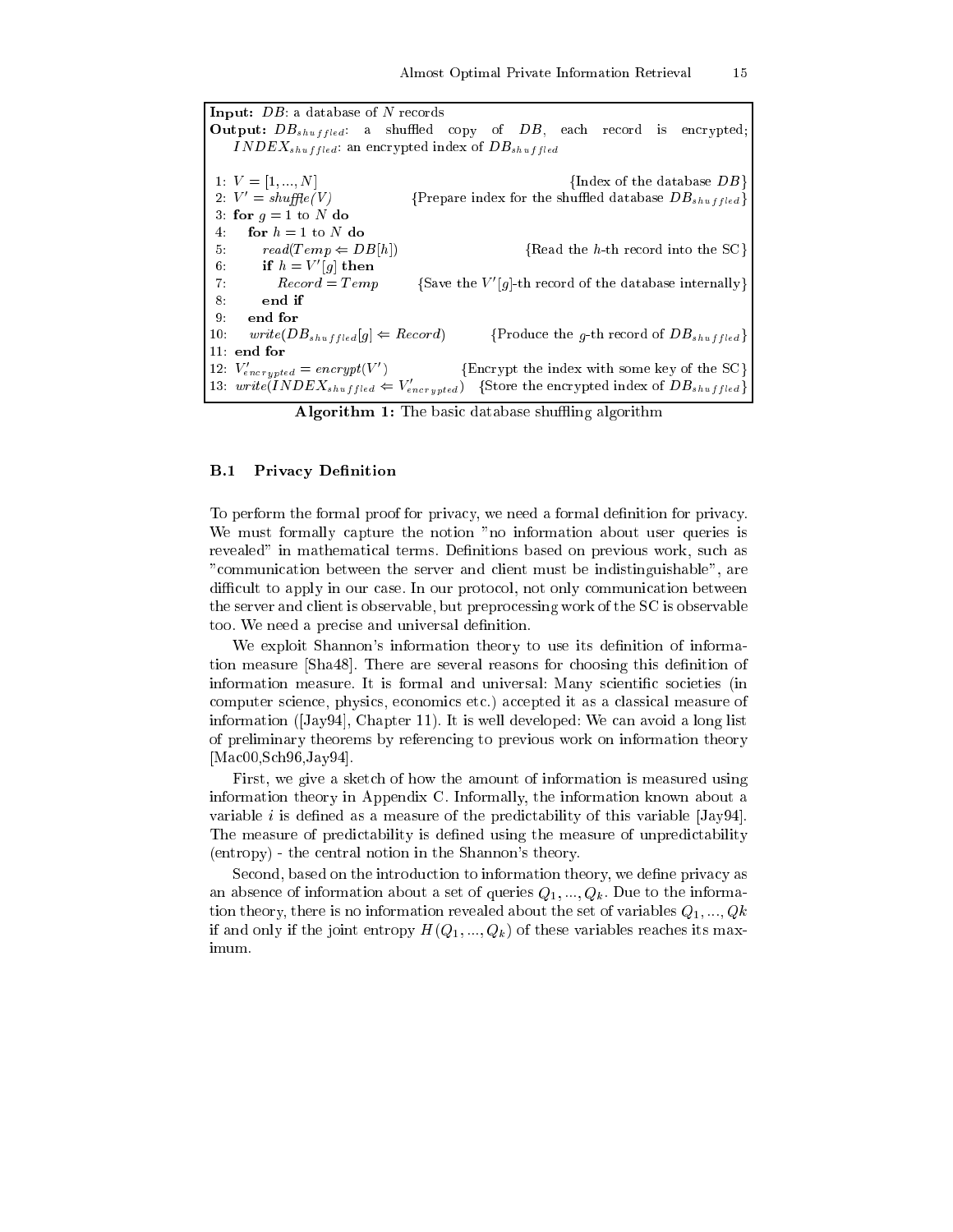**Input:** $DB$: a database of $N$ records
**Output:** $DB_{shuffled}$: a shuffled copy of $DB$, each record is encrypted; $INDEX_{shuffled}$: an encrypted index of $DB_{shuffled}$

```
 1: V = [1, ..., N]                                  {Index of the database DB}
 2: V' = shuffle(V)             {Prepare index for the shuffled database DB_shuffled}
 3: for g = 1 to N do
 4:   for h = 1 to N do
 5:     read(Temp ⇐ DB[h])                   {Read the h-th record into the SC}
 6:     if h = V'[g] then
 7:       Record = Temp         {Save the V'[g]-th record of the database internally}
 8:     end if
 9:   end for
10:   write(DB_shuffled[g] ⇐ Record)         {Produce the g-th record of DB_shuffled}
11: end for
12: V'_encrypted = encrypt(V')             {Encrypt the index with some key of the SC}
13: write(INDEX_shuffled ⇐ V'_encrypted)  {Store the encrypted index of DB_shuffled}
```

**Algorithm 1:** The basic database shuffling algorithm

### B.1 Privacy Definition

To perform the formal proof for privacy, we need a formal definition for privacy. We must formally capture the notion "no information about user queries is revealed" in mathematical terms. Definitions based on previous work, such as "communication between the server and client must be indistinguishable", are difficult to apply in our case. In our protocol, not only communication between the server and client is observable, but preprocessing work of the SC is observable too. We need a precise and universal definition.

We exploit Shannon's information theory to use its definition of information measure [Sha48]. There are several reasons for choosing this definition of information measure. It is formal and universal: Many scientific societies (in computer science, physics, economics etc.) accepted it as a classical measure of information ([Jay94], Chapter 11). It is well developed: We can avoid a long list of preliminary theorems by referencing to previous work on information theory [Mac00,Sch96,Jay94].

First, we give a sketch of how the amount of information is measured using information theory in Appendix C. Informally, the information known about a variable $i$ is defined as a measure of the predictability of this variable [Jay94]. The measure of predictability is defined using the measure of unpredictability (entropy) - the central notion in the Shannon's theory.

Second, based on the introduction to information theory, we define privacy as an absence of information about a set of queries $Q_1, ..., Q_k$. Due to the information theory, there is no information revealed about the set of variables $Q_1, ..., Qk$ if and only if the joint entropy $H(Q_1, ..., Q_k)$ of these variables reaches its maximum.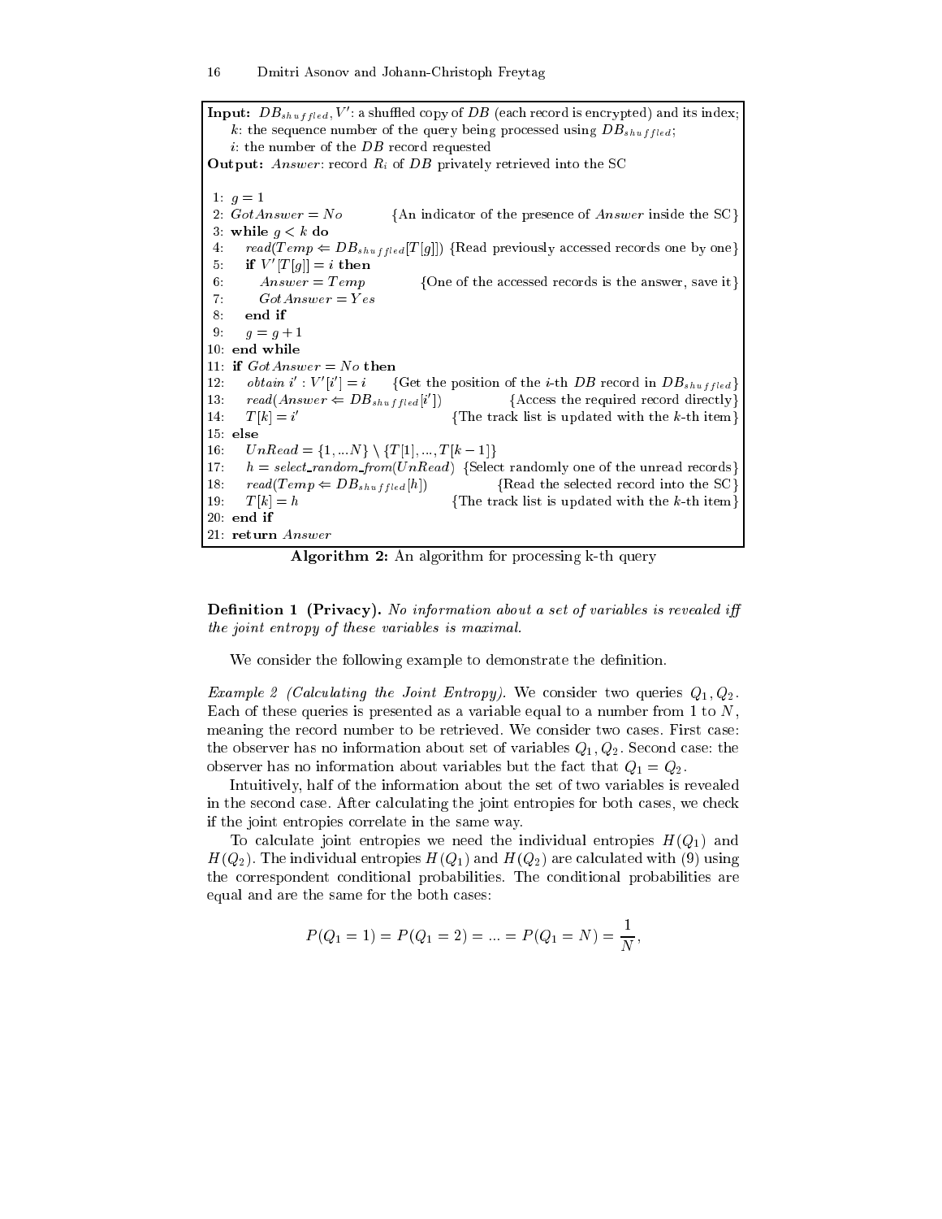```
Input: DB_shuffled, V': a shuffled copy of DB (each record is encrypted) and its index;
    k: the sequence number of the query being processed using DB_shuffled;
    i: the number of the DB record requested
Output: Answer: record R_i of DB privately retrieved into the SC

 1: g = 1
 2: GotAnswer = No            {An indicator of the presence of Answer inside the SC}
 3: while g < k do
 4:    read(Temp ⇐ DB_shuffled[T[g]]) {Read previously accessed records one by one}
 5:    if V'[T[g]] = i then
 6:       Answer = Temp           {One of the accessed records is the answer, save it}
 7:       GotAnswer = Yes
 8:    end if
 9:    g = g + 1
10: end while
11: if GotAnswer = No then
12:    obtain i' : V'[i'] = i     {Get the position of the i-th DB record in DB_shuffled}
13:    read(Answer ⇐ DB_shuffled[i'])           {Access the required record directly}
14:    T[k] = i'                          {The track list is updated with the k-th item}
15: else
16:    UnRead = {1, ...N} \ {T[1], ..., T[k − 1]}
17:    h = select_random_from(UnRead)  {Select randomly one of the unread records}
18:    read(Temp ⇐ DB_shuffled[h])              {Read the selected record into the SC}
19:    T[k] = h                           {The track list is updated with the k-th item}
20: end if
21: return Answer
```

**Algorithm 2:** An algorithm for processing k-th query

**Definition 1 (Privacy).** *No information about a set of variables is revealed iff the joint entropy of these variables is maximal.*

We consider the following example to demonstrate the definition.

*Example 2 (Calculating the Joint Entropy).* We consider two queries $Q_1, Q_2$. Each of these queries is presented as a variable equal to a number from 1 to $N$, meaning the record number to be retrieved. We consider two cases. First case: the observer has no information about set of variables $Q_1, Q_2$. Second case: the observer has no information about variables but the fact that $Q_1 = Q_2$.

Intuitively, half of the information about the set of two variables is revealed in the second case. After calculating the joint entropies for both cases, we check if the joint entropies correlate in the same way.

To calculate joint entropies we need the individual entropies $H(Q_1)$ and $H(Q_2)$. The individual entropies $H(Q_1)$ and $H(Q_2)$ are calculated with (9) using the correspondent conditional probabilities. The conditional probabilities are equal and are the same for the both cases:

$$P(Q_1 = 1) = P(Q_1 = 2) = ... = P(Q_1 = N) = \frac{1}{N},$$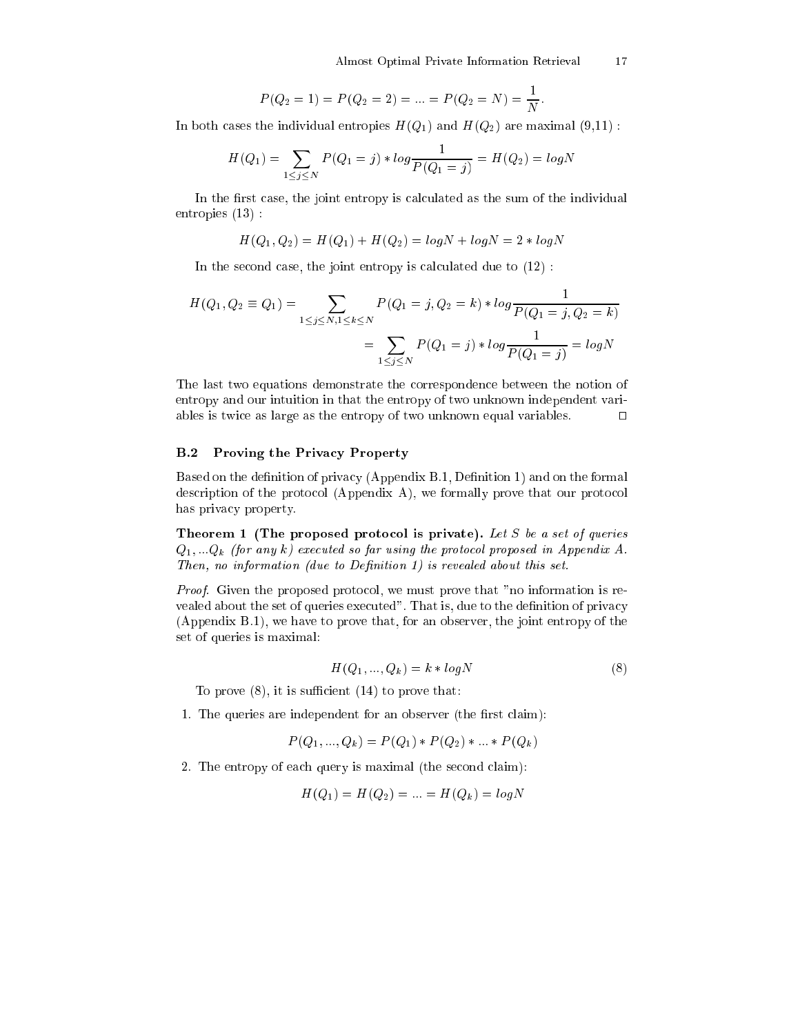$$P(Q_2 = 1) = P(Q_2 = 2) = ... = P(Q_2 = N) = \frac{1}{N}.$$

In both cases the individual entropies $H(Q_1)$ and $H(Q_2)$ are maximal (9,11) :

$$H(Q_1) = \sum_{1 \leq j \leq N} P(Q_1 = j) * log \frac{1}{P(Q_1 = j)} = H(Q_2) = logN$$

In the first case, the joint entropy is calculated as the sum of the individual entropies (13) :

$$H(Q_1, Q_2) = H(Q_1) + H(Q_2) = logN + logN = 2 * logN$$

In the second case, the joint entropy is calculated due to (12) :

$$H(Q_1, Q_2 \equiv Q_1) = \sum_{1 \leq j \leq N, 1 \leq k \leq N} P(Q_1 = j, Q_2 = k) * log \frac{1}{P(Q_1 = j, Q_2 = k)}$$

$$= \sum_{1 \leq j \leq N} P(Q_1 = j) * log \frac{1}{P(Q_1 = j)} = logN$$

The last two equations demonstrate the correspondence between the notion of entropy and our intuition in that the entropy of two unknown independent variables is twice as large as the entropy of two unknown equal variables. □

### B.2 Proving the Privacy Property

Based on the definition of privacy (Appendix B.1, Definition 1) and on the formal description of the protocol (Appendix A), we formally prove that our protocol has privacy property.

**Theorem 1 (The proposed protocol is private).** *Let S be a set of queries $Q_1, ...Q_k$ (for any k) executed so far using the protocol proposed in Appendix A. Then, no information (due to Definition 1) is revealed about this set.*

*Proof.* Given the proposed protocol, we must prove that "no information is revealed about the set of queries executed". That is, due to the definition of privacy (Appendix B.1), we have to prove that, for an observer, the joint entropy of the set of queries is maximal:

$$H(Q_1, ..., Q_k) = k * logN \tag{8}$$

To prove (8), it is sufficient (14) to prove that:

1. The queries are independent for an observer (the first claim):

$$P(Q_1, ..., Q_k) = P(Q_1) * P(Q_2) * ... * P(Q_k)$$

2. The entropy of each query is maximal (the second claim):

$$H(Q_1) = H(Q_2) = ... = H(Q_k) = logN$$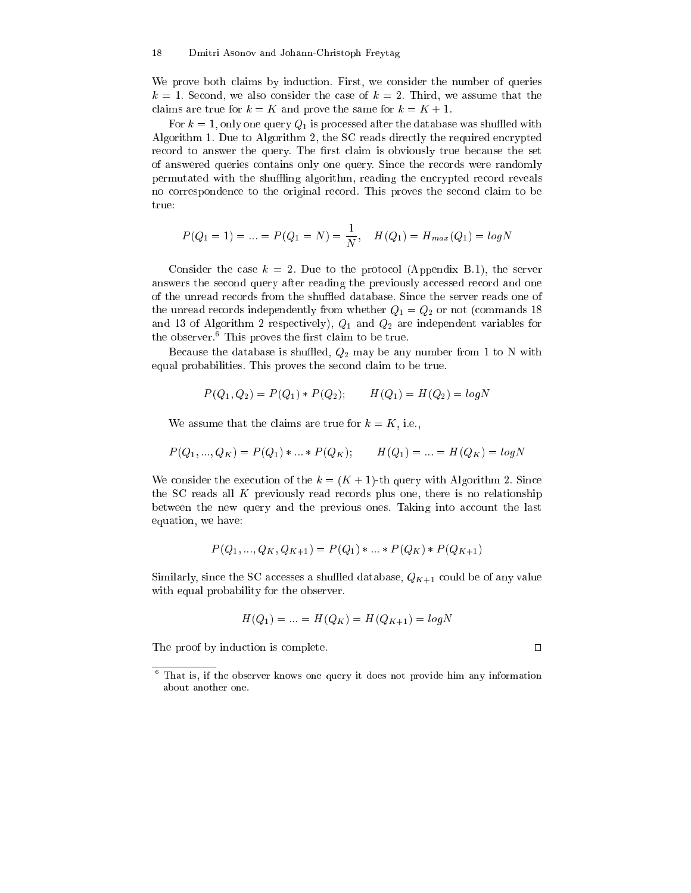We prove both claims by induction. First, we consider the number of queries $k = 1$. Second, we also consider the case of $k = 2$. Third, we assume that the claims are true for $k = K$ and prove the same for $k = K + 1$.

For $k = 1$, only one query $Q_1$ is processed after the database was shuffled with Algorithm 1. Due to Algorithm 2, the SC reads directly the required encrypted record to answer the query. The first claim is obviously true because the set of answered queries contains only one query. Since the records were randomly permutated with the shuffling algorithm, reading the encrypted record reveals no correspondence to the original record. This proves the second claim to be true:

$$P(Q_1 = 1) = ... = P(Q_1 = N) = \frac{1}{N}, \quad H(Q_1) = H_{max}(Q_1) = logN$$

Consider the case $k = 2$. Due to the protocol (Appendix B.1), the server answers the second query after reading the previously accessed record and one of the unread records from the shuffled database. Since the server reads one of the unread records independently from whether $Q_1 = Q_2$ or not (commands 18 and 13 of Algorithm 2 respectively), $Q_1$ and $Q_2$ are independent variables for the observer.[6] This proves the first claim to be true.

Because the database is shuffled, $Q_2$ may be any number from 1 to N with equal probabilities. This proves the second claim to be true.

$$P(Q_1, Q_2) = P(Q_1) * P(Q_2); \qquad H(Q_1) = H(Q_2) = logN$$

We assume that the claims are true for $k = K$, i.e.,

$$P(Q_1, ..., Q_K) = P(Q_1) * ... * P(Q_K); \qquad H(Q_1) = ... = H(Q_K) = logN$$

We consider the execution of the $k = (K + 1)$-th query with Algorithm 2. Since the SC reads all $K$ previously read records plus one, there is no relationship between the new query and the previous ones. Taking into account the last equation, we have:

$$P(Q_1, ..., Q_K, Q_{K+1}) = P(Q_1) * ... * P(Q_K) * P(Q_{K+1})$$

Similarly, since the SC accesses a shuffled database, $Q_{K+1}$ could be of any value with equal probability for the observer.

$$H(Q_1) = ... = H(Q_K) = H(Q_{K+1}) = logN$$

The proof by induction is complete. □

---

[6] That is, if the observer knows one query it does not provide him any information about another one.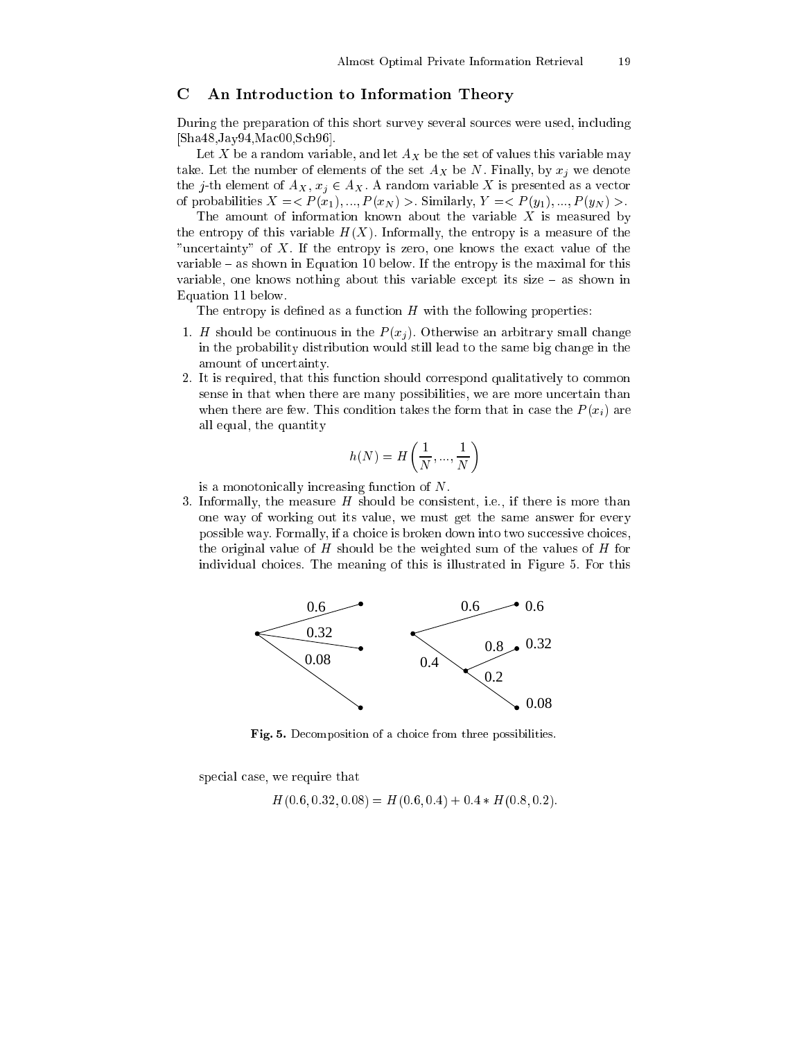## C An Introduction to Information Theory

During the preparation of this short survey several sources were used, including [Sha48,Jay94,Mac00,Sch96].

Let $X$ be a random variable, and let $A_X$ be the set of values this variable may take. Let the number of elements of the set $A_X$ be $N$. Finally, by $x_j$ we denote the $j$-th element of $A_X$, $x_j \in A_X$. A random variable $X$ is presented as a vector of probabilities $X = < P(x_1), ..., P(x_N) >$. Similarly, $Y = < P(y_1), ..., P(y_N) >$.

The amount of information known about the variable $X$ is measured by the entropy of this variable $H(X)$. Informally, the entropy is a measure of the "uncertainty" of $X$. If the entropy is zero, one knows the exact value of the variable – as shown in Equation 10 below. If the entropy is the maximal for this variable, one knows nothing about this variable except its size – as shown in Equation 11 below.

The entropy is defined as a function $H$ with the following properties:

1. $H$ should be continuous in the $P(x_j)$. Otherwise an arbitrary small change in the probability distribution would still lead to the same big change in the amount of uncertainty.
2. It is required, that this function should correspond qualitatively to common sense in that when there are many possibilities, we are more uncertain than when there are few. This condition takes the form that in case the $P(x_i)$ are all equal, the quantity
$$h(N) = H\left(\frac{1}{N}, ..., \frac{1}{N}\right)$$
is a monotonically increasing function of $N$.
3. Informally, the measure $H$ should be consistent, i.e., if there is more than one way of working out its value, we must get the same answer for every possible way. Formally, if a choice is broken down into two successive choices, the original value of $H$ should be the weighted sum of the values of $H$ for individual choices. The meaning of this is illustrated in Figure 5. For this special case, we require that
$$H(0.6, 0.32, 0.08) = H(0.6, 0.4) + 0.4 * H(0.8, 0.2).$$

**Fig. 5.** Decomposition of a choice from three possibilities.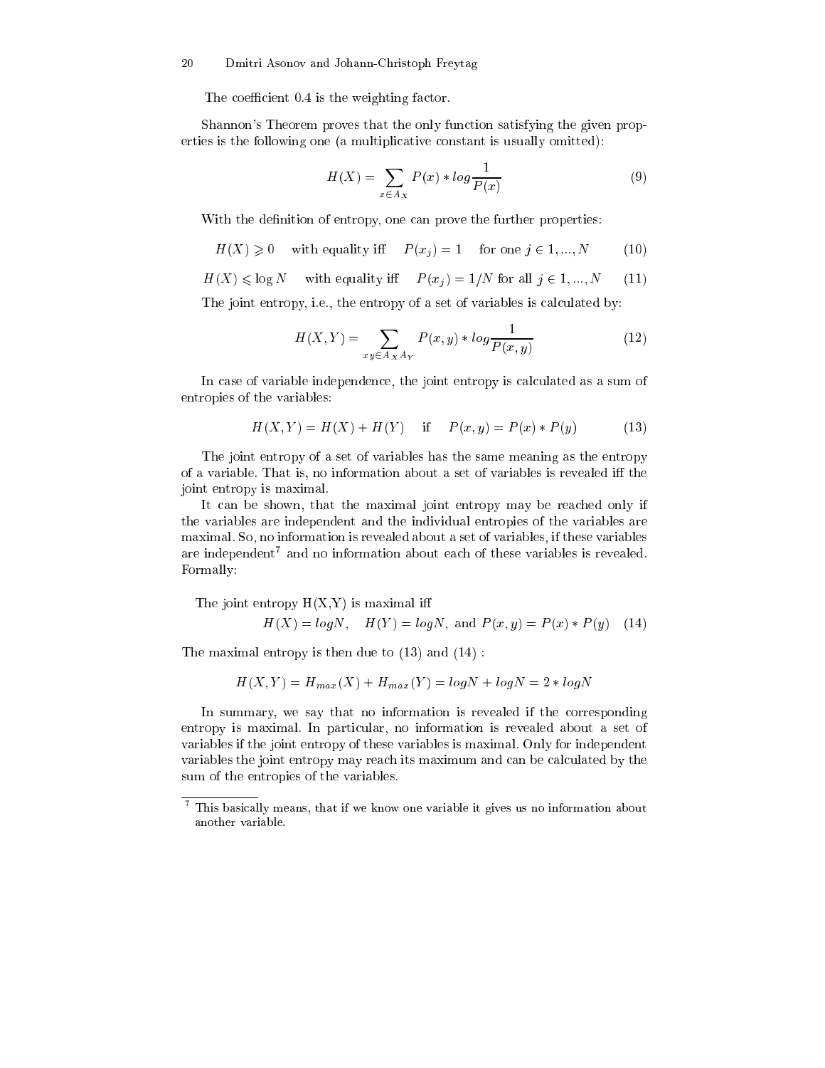The coefficient 0.4 is the weighting factor.

Shannon's Theorem proves that the only function satisfying the given properties is the following one (a multiplicative constant is usually omitted):

$$H(X) = \sum_{x \in A_X} P(x) * log \frac{1}{P(x)} \tag{9}$$

With the definition of entropy, one can prove the further properties:

$$H(X) \geqslant 0 \quad \text{with equality iff} \quad P(x_j) = 1 \quad \text{for one } j \in 1, ..., N \tag{10}$$

$$H(X) \leqslant \log N \quad \text{with equality iff} \quad P(x_j) = 1/N \text{ for all } j \in 1, ..., N \tag{11}$$

The joint entropy, i.e., the entropy of a set of variables is calculated by:

$$H(X, Y) = \sum_{xy \in A_X A_Y} P(x, y) * log \frac{1}{P(x, y)} \tag{12}$$

In case of variable independence, the joint entropy is calculated as a sum of entropies of the variables:

$$H(X, Y) = H(X) + H(Y) \quad \text{if} \quad P(x, y) = P(x) * P(y) \tag{13}$$

The joint entropy of a set of variables has the same meaning as the entropy of a variable. That is, no information about a set of variables is revealed iff the joint entropy is maximal.

It can be shown, that the maximal joint entropy may be reached only if the variables are independent and the individual entropies of the variables are maximal. So, no information is revealed about a set of variables, if these variables are independent[7] and no information about each of these variables is revealed. Formally:

The joint entropy H(X,Y) is maximal iff

$$H(X) = logN, \quad H(Y) = logN, \text{ and } P(x, y) = P(x) * P(y) \tag{14}$$

The maximal entropy is then due to (13) and (14) :

$$H(X, Y) = H_{max}(X) + H_{max}(Y) = logN + logN = 2 * logN$$

In summary, we say that no information is revealed if the corresponding entropy is maximal. In particular, no information is revealed about a set of variables if the joint entropy of these variables is maximal. Only for independent variables the joint entropy may reach its maximum and can be calculated by the sum of the entropies of the variables.

[7] This basically means, that if we know one variable it gives us no information about another variable.